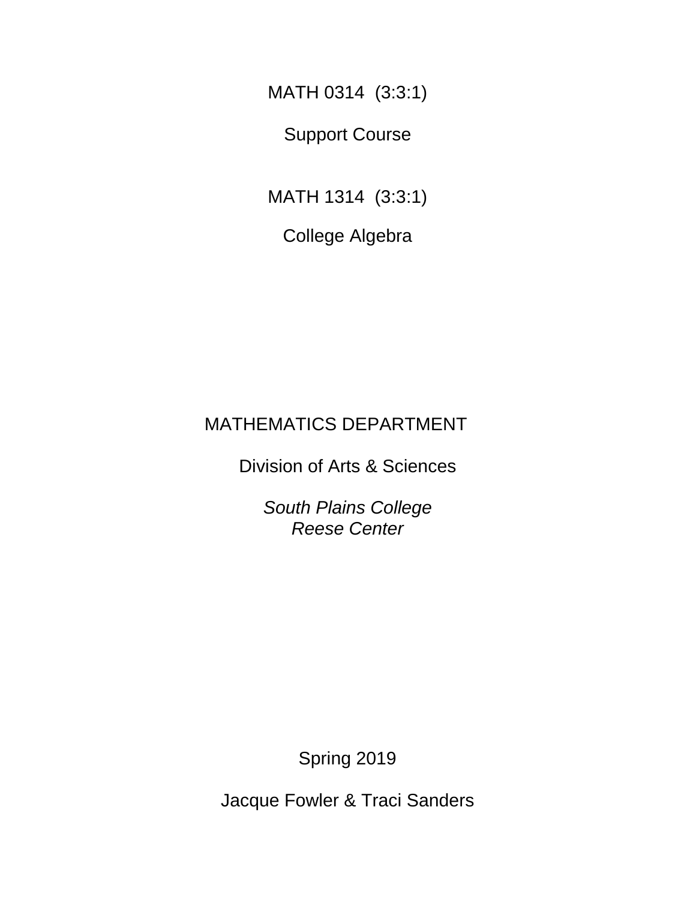MATH 0314 (3:3:1)

Support Course

MATH 1314 (3:3:1)

College Algebra

MATHEMATICS DEPARTMENT

Division of Arts & Sciences

*South Plains College*
*Reese Center*

Spring 2019

Jacque Fowler & Traci Sanders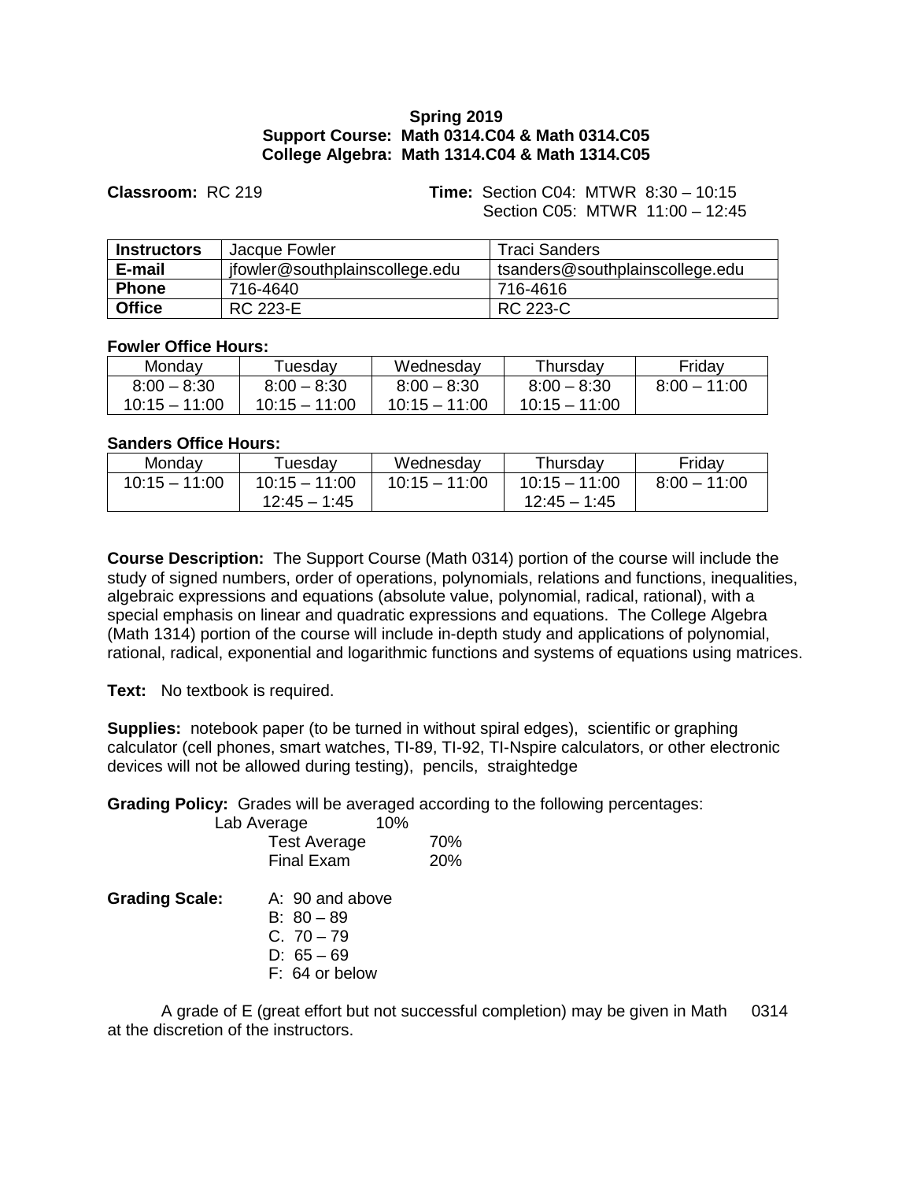**Spring 2019**
**Support Course: Math 0314.C04 & Math 0314.C05**
**College Algebra: Math 1314.C04 & Math 1314.C05**

**Classroom:** RC 219

**Time:** Section C04: MTWR 8:30 – 10:15
Section C05: MTWR 11:00 – 12:45

| **Instructors** | Jacque Fowler | Traci Sanders |
|---|---|---|
| **E-mail** | jfowler@southplainscollege.edu | tsanders@southplainscollege.edu |
| **Phone** | 716-4640 | 716-4616 |
| **Office** | RC 223-E | RC 223-C |

**Fowler Office Hours:**

| Monday | Tuesday | Wednesday | Thursday | Friday |
|---|---|---|---|---|
| 8:00 – 8:30<br>10:15 – 11:00 | 8:00 – 8:30<br>10:15 – 11:00 | 8:00 – 8:30<br>10:15 – 11:00 | 8:00 – 8:30<br>10:15 – 11:00 | 8:00 – 11:00 |

**Sanders Office Hours:**

| Monday | Tuesday | Wednesday | Thursday | Friday |
|---|---|---|---|---|
| 10:15 – 11:00 | 10:15 – 11:00<br>12:45 – 1:45 | 10:15 – 11:00 | 10:15 – 11:00<br>12:45 – 1:45 | 8:00 – 11:00 |

**Course Description:** The Support Course (Math 0314) portion of the course will include the study of signed numbers, order of operations, polynomials, relations and functions, inequalities, algebraic expressions and equations (absolute value, polynomial, radical, rational), with a special emphasis on linear and quadratic expressions and equations. The College Algebra (Math 1314) portion of the course will include in-depth study and applications of polynomial, rational, radical, exponential and logarithmic functions and systems of equations using matrices.

**Text:** No textbook is required.

**Supplies:** notebook paper (to be turned in without spiral edges), scientific or graphing calculator (cell phones, smart watches, TI-89, TI-92, TI-Nspire calculators, or other electronic devices will not be allowed during testing), pencils, straightedge

**Grading Policy:** Grades will be averaged according to the following percentages:

| | |
|---|---|
| Lab Average | 10% |
| Test Average | 70% |
| Final Exam | 20% |

**Grading Scale:**

A: 90 and above
B: 80 – 89
C. 70 – 79
D: 65 – 69
F: 64 or below

A grade of E (great effort but not successful completion) may be given in Math 0314 at the discretion of the instructors.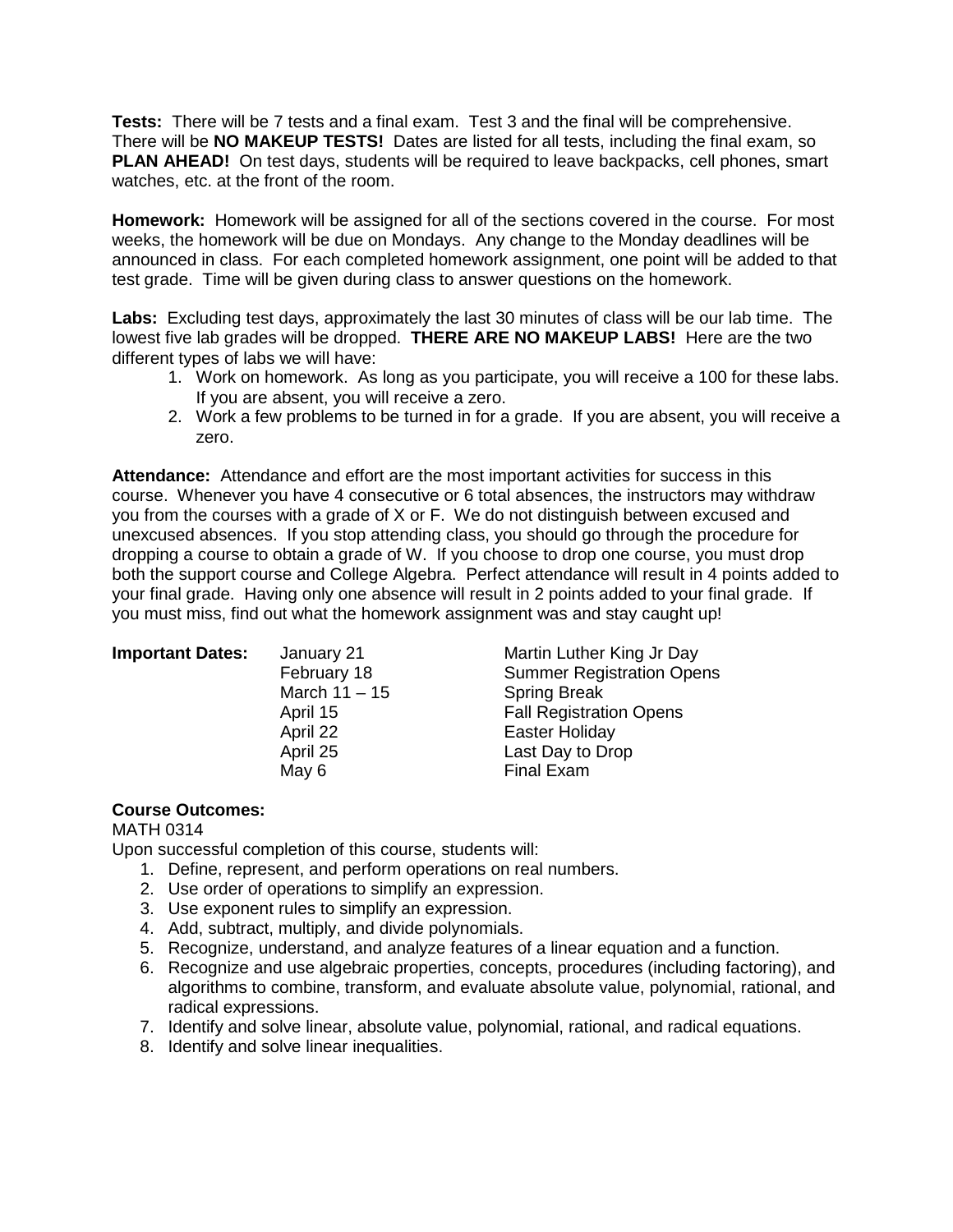**Tests:** There will be 7 tests and a final exam. Test 3 and the final will be comprehensive. There will be **NO MAKEUP TESTS!** Dates are listed for all tests, including the final exam, so **PLAN AHEAD!** On test days, students will be required to leave backpacks, cell phones, smart watches, etc. at the front of the room.

**Homework:** Homework will be assigned for all of the sections covered in the course. For most weeks, the homework will be due on Mondays. Any change to the Monday deadlines will be announced in class. For each completed homework assignment, one point will be added to that test grade. Time will be given during class to answer questions on the homework.

**Labs:** Excluding test days, approximately the last 30 minutes of class will be our lab time. The lowest five lab grades will be dropped. **THERE ARE NO MAKEUP LABS!** Here are the two different types of labs we will have:

1. Work on homework. As long as you participate, you will receive a 100 for these labs. If you are absent, you will receive a zero.
2. Work a few problems to be turned in for a grade. If you are absent, you will receive a zero.

**Attendance:** Attendance and effort are the most important activities for success in this course. Whenever you have 4 consecutive or 6 total absences, the instructors may withdraw you from the courses with a grade of X or F. We do not distinguish between excused and unexcused absences. If you stop attending class, you should go through the procedure for dropping a course to obtain a grade of W. If you choose to drop one course, you must drop both the support course and College Algebra. Perfect attendance will result in 4 points added to your final grade. Having only one absence will result in 2 points added to your final grade. If you must miss, find out what the homework assignment was and stay caught up!

**Important Dates:**

| | |
|---|---|
| January 21 | Martin Luther King Jr Day |
| February 18 | Summer Registration Opens |
| March 11 – 15 | Spring Break |
| April 15 | Fall Registration Opens |
| April 22 | Easter Holiday |
| April 25 | Last Day to Drop |
| May 6 | Final Exam |

**Course Outcomes:**

MATH 0314

Upon successful completion of this course, students will:

1. Define, represent, and perform operations on real numbers.
2. Use order of operations to simplify an expression.
3. Use exponent rules to simplify an expression.
4. Add, subtract, multiply, and divide polynomials.
5. Recognize, understand, and analyze features of a linear equation and a function.
6. Recognize and use algebraic properties, concepts, procedures (including factoring), and algorithms to combine, transform, and evaluate absolute value, polynomial, rational, and radical expressions.
7. Identify and solve linear, absolute value, polynomial, rational, and radical equations.
8. Identify and solve linear inequalities.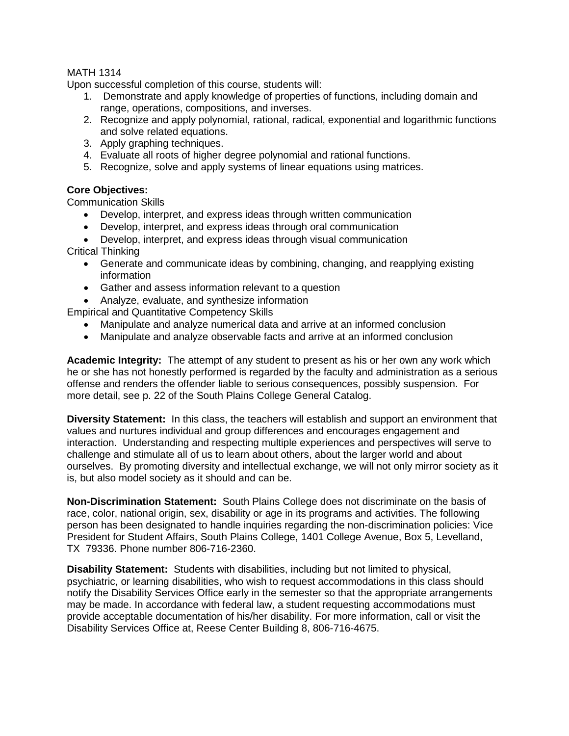MATH 1314

Upon successful completion of this course, students will:

1. Demonstrate and apply knowledge of properties of functions, including domain and range, operations, compositions, and inverses.
2. Recognize and apply polynomial, rational, radical, exponential and logarithmic functions and solve related equations.
3. Apply graphing techniques.
4. Evaluate all roots of higher degree polynomial and rational functions.
5. Recognize, solve and apply systems of linear equations using matrices.

**Core Objectives:**

Communication Skills

- Develop, interpret, and express ideas through written communication
- Develop, interpret, and express ideas through oral communication
- Develop, interpret, and express ideas through visual communication

Critical Thinking

- Generate and communicate ideas by combining, changing, and reapplying existing information
- Gather and assess information relevant to a question
- Analyze, evaluate, and synthesize information

Empirical and Quantitative Competency Skills

- Manipulate and analyze numerical data and arrive at an informed conclusion
- Manipulate and analyze observable facts and arrive at an informed conclusion

**Academic Integrity:** The attempt of any student to present as his or her own any work which he or she has not honestly performed is regarded by the faculty and administration as a serious offense and renders the offender liable to serious consequences, possibly suspension. For more detail, see p. 22 of the South Plains College General Catalog.

**Diversity Statement:** In this class, the teachers will establish and support an environment that values and nurtures individual and group differences and encourages engagement and interaction. Understanding and respecting multiple experiences and perspectives will serve to challenge and stimulate all of us to learn about others, about the larger world and about ourselves. By promoting diversity and intellectual exchange, we will not only mirror society as it is, but also model society as it should and can be.

**Non-Discrimination Statement:** South Plains College does not discriminate on the basis of race, color, national origin, sex, disability or age in its programs and activities. The following person has been designated to handle inquiries regarding the non-discrimination policies: Vice President for Student Affairs, South Plains College, 1401 College Avenue, Box 5, Levelland, TX 79336. Phone number 806-716-2360.

**Disability Statement:** Students with disabilities, including but not limited to physical, psychiatric, or learning disabilities, who wish to request accommodations in this class should notify the Disability Services Office early in the semester so that the appropriate arrangements may be made. In accordance with federal law, a student requesting accommodations must provide acceptable documentation of his/her disability. For more information, call or visit the Disability Services Office at, Reese Center Building 8, 806-716-4675.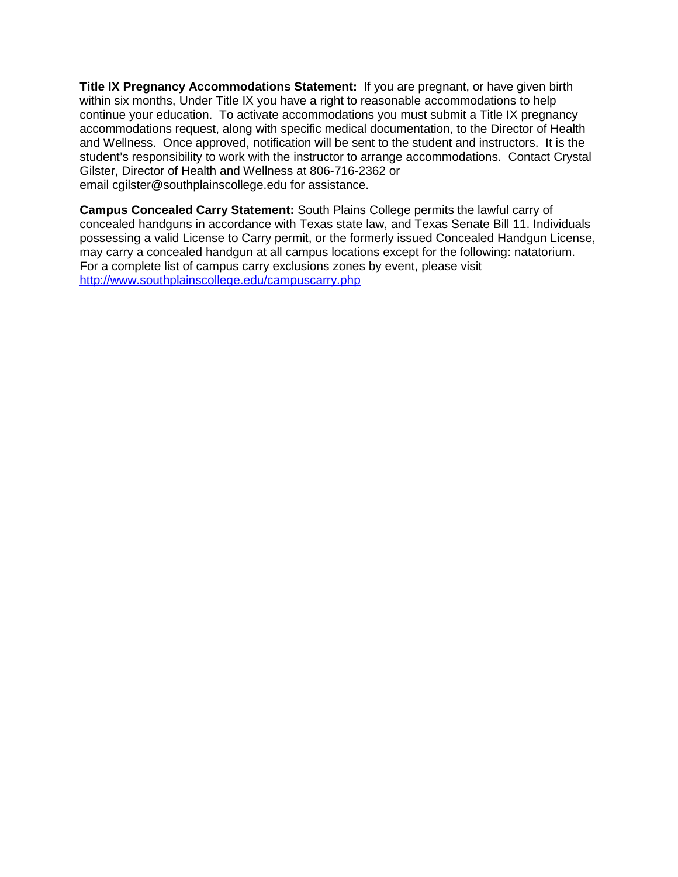**Title IX Pregnancy Accommodations Statement:** If you are pregnant, or have given birth within six months, Under Title IX you have a right to reasonable accommodations to help continue your education. To activate accommodations you must submit a Title IX pregnancy accommodations request, along with specific medical documentation, to the Director of Health and Wellness. Once approved, notification will be sent to the student and instructors. It is the student's responsibility to work with the instructor to arrange accommodations. Contact Crystal Gilster, Director of Health and Wellness at 806-716-2362 or email cgilster@southplainscollege.edu for assistance.

**Campus Concealed Carry Statement:** South Plains College permits the lawful carry of concealed handguns in accordance with Texas state law, and Texas Senate Bill 11. Individuals possessing a valid License to Carry permit, or the formerly issued Concealed Handgun License, may carry a concealed handgun at all campus locations except for the following: natatorium. For a complete list of campus carry exclusions zones by event, please visit http://www.southplainscollege.edu/campuscarry.php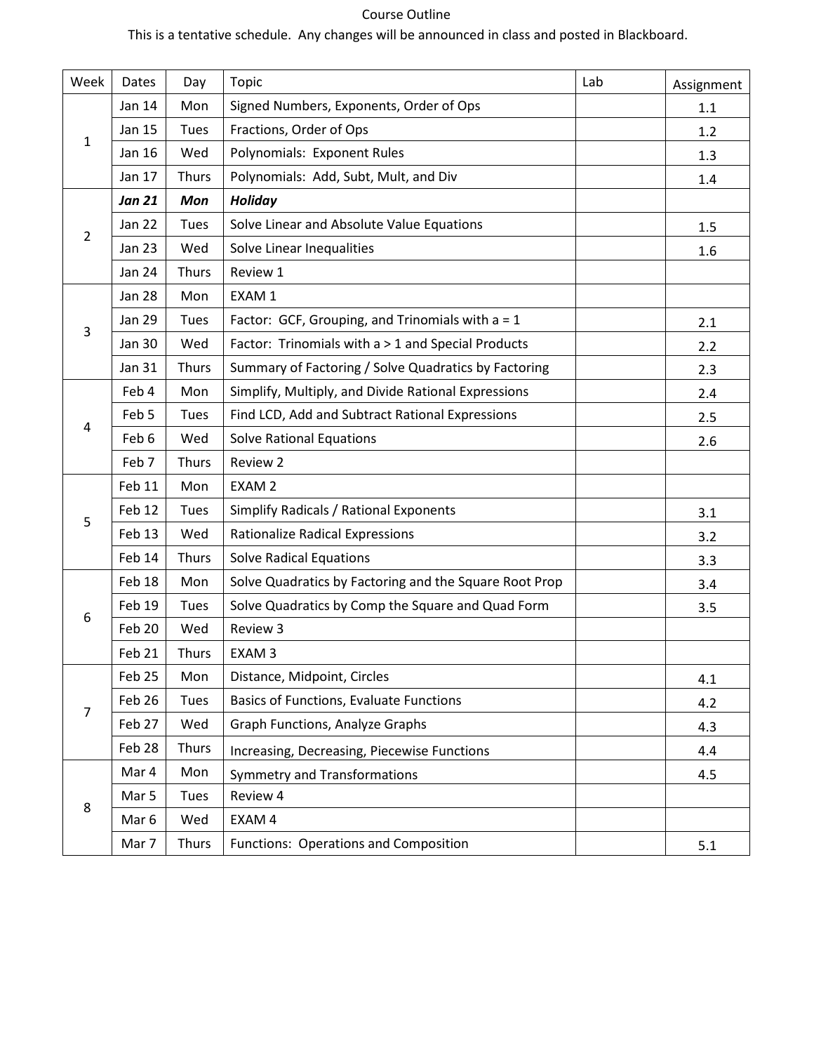Course Outline

This is a tentative schedule. Any changes will be announced in class and posted in Blackboard.

| Week | Dates | Day | Topic | Lab | Assignment |
|---|---|---|---|---|---|
| 1 | Jan 14 | Mon | Signed Numbers, Exponents, Order of Ops | | 1.1 |
| | Jan 15 | Tues | Fractions, Order of Ops | | 1.2 |
| | Jan 16 | Wed | Polynomials: Exponent Rules | | 1.3 |
| | Jan 17 | Thurs | Polynomials: Add, Subt, Mult, and Div | | 1.4 |
| 2 | ***Jan 21*** | ***Mon*** | ***Holiday*** | | |
| | Jan 22 | Tues | Solve Linear and Absolute Value Equations | | 1.5 |
| | Jan 23 | Wed | Solve Linear Inequalities | | 1.6 |
| | Jan 24 | Thurs | Review 1 | | |
| 3 | Jan 28 | Mon | EXAM 1 | | |
| | Jan 29 | Tues | Factor: GCF, Grouping, and Trinomials with a = 1 | | 2.1 |
| | Jan 30 | Wed | Factor: Trinomials with a > 1 and Special Products | | 2.2 |
| | Jan 31 | Thurs | Summary of Factoring / Solve Quadratics by Factoring | | 2.3 |
| 4 | Feb 4 | Mon | Simplify, Multiply, and Divide Rational Expressions | | 2.4 |
| | Feb 5 | Tues | Find LCD, Add and Subtract Rational Expressions | | 2.5 |
| | Feb 6 | Wed | Solve Rational Equations | | 2.6 |
| | Feb 7 | Thurs | Review 2 | | |
| 5 | Feb 11 | Mon | EXAM 2 | | |
| | Feb 12 | Tues | Simplify Radicals / Rational Exponents | | 3.1 |
| | Feb 13 | Wed | Rationalize Radical Expressions | | 3.2 |
| | Feb 14 | Thurs | Solve Radical Equations | | 3.3 |
| 6 | Feb 18 | Mon | Solve Quadratics by Factoring and the Square Root Prop | | 3.4 |
| | Feb 19 | Tues | Solve Quadratics by Comp the Square and Quad Form | | 3.5 |
| | Feb 20 | Wed | Review 3 | | |
| | Feb 21 | Thurs | EXAM 3 | | |
| 7 | Feb 25 | Mon | Distance, Midpoint, Circles | | 4.1 |
| | Feb 26 | Tues | Basics of Functions, Evaluate Functions | | 4.2 |
| | Feb 27 | Wed | Graph Functions, Analyze Graphs | | 4.3 |
| | Feb 28 | Thurs | Increasing, Decreasing, Piecewise Functions | | 4.4 |
| 8 | Mar 4 | Mon | Symmetry and Transformations | | 4.5 |
| | Mar 5 | Tues | Review 4 | | |
| | Mar 6 | Wed | EXAM 4 | | |
| | Mar 7 | Thurs | Functions: Operations and Composition | | 5.1 |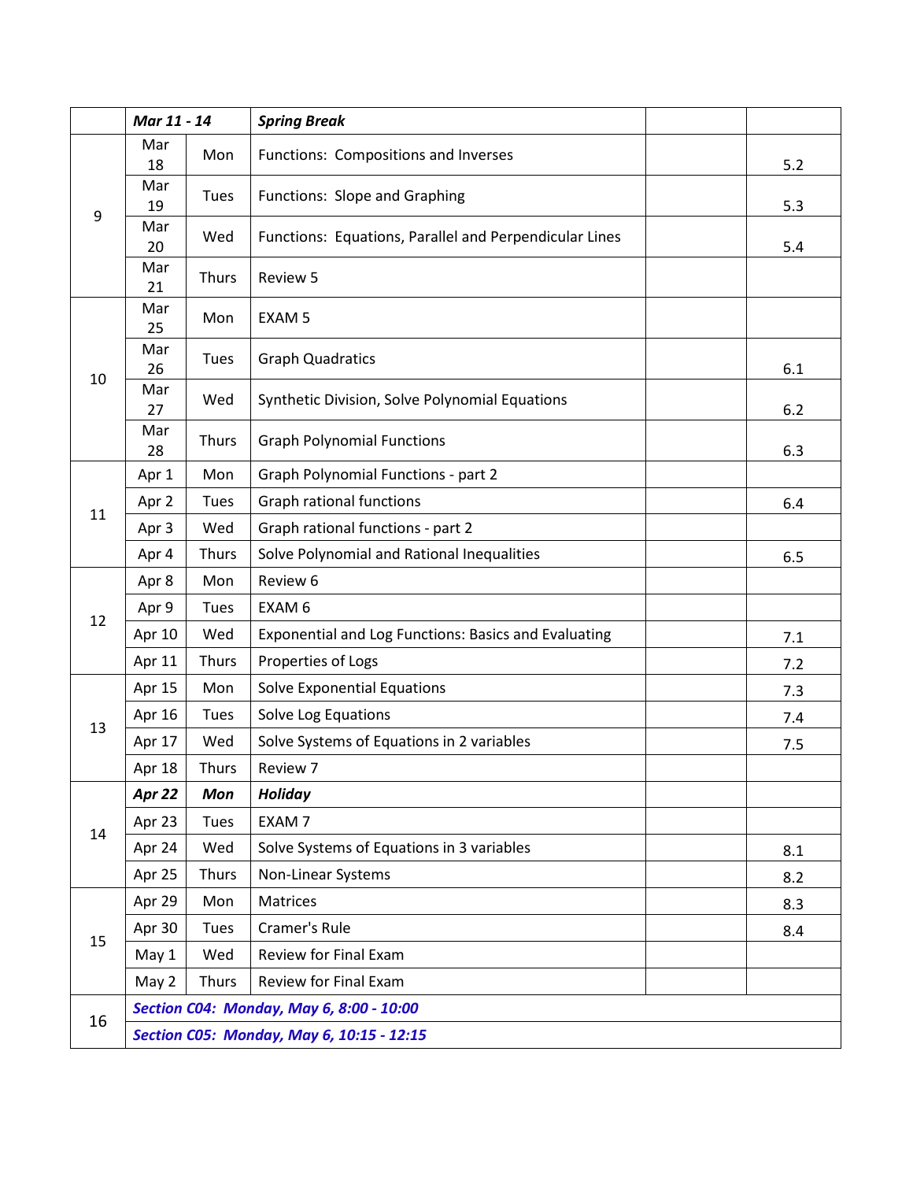| | | | | | |
|---|---|---|---|---|---|
| | ***Mar 11 - 14*** | | ***Spring Break*** | | |
| 9 | Mar 18 | Mon | Functions: Compositions and Inverses | | 5.2 |
| | Mar 19 | Tues | Functions: Slope and Graphing | | 5.3 |
| | Mar 20 | Wed | Functions: Equations, Parallel and Perpendicular Lines | | 5.4 |
| | Mar 21 | Thurs | Review 5 | | |
| 10 | Mar 25 | Mon | EXAM 5 | | |
| | Mar 26 | Tues | Graph Quadratics | | 6.1 |
| | Mar 27 | Wed | Synthetic Division, Solve Polynomial Equations | | 6.2 |
| | Mar 28 | Thurs | Graph Polynomial Functions | | 6.3 |
| 11 | Apr 1 | Mon | Graph Polynomial Functions - part 2 | | |
| | Apr 2 | Tues | Graph rational functions | | 6.4 |
| | Apr 3 | Wed | Graph rational functions - part 2 | | |
| | Apr 4 | Thurs | Solve Polynomial and Rational Inequalities | | 6.5 |
| 12 | Apr 8 | Mon | Review 6 | | |
| | Apr 9 | Tues | EXAM 6 | | |
| | Apr 10 | Wed | Exponential and Log Functions: Basics and Evaluating | | 7.1 |
| | Apr 11 | Thurs | Properties of Logs | | 7.2 |
| 13 | Apr 15 | Mon | Solve Exponential Equations | | 7.3 |
| | Apr 16 | Tues | Solve Log Equations | | 7.4 |
| | Apr 17 | Wed | Solve Systems of Equations in 2 variables | | 7.5 |
| | Apr 18 | Thurs | Review 7 | | |
| 14 | ***Apr 22*** | ***Mon*** | ***Holiday*** | | |
| | Apr 23 | Tues | EXAM 7 | | |
| | Apr 24 | Wed | Solve Systems of Equations in 3 variables | | 8.1 |
| | Apr 25 | Thurs | Non-Linear Systems | | 8.2 |
| 15 | Apr 29 | Mon | Matrices | | 8.3 |
| | Apr 30 | Tues | Cramer's Rule | | 8.4 |
| | May 1 | Wed | Review for Final Exam | | |
| | May 2 | Thurs | Review for Final Exam | | |
| 16 | ***Section C04: Monday, May 6, 8:00 - 10:00*** | | | | |
| | ***Section C05: Monday, May 6, 10:15 - 12:15*** | | | | |